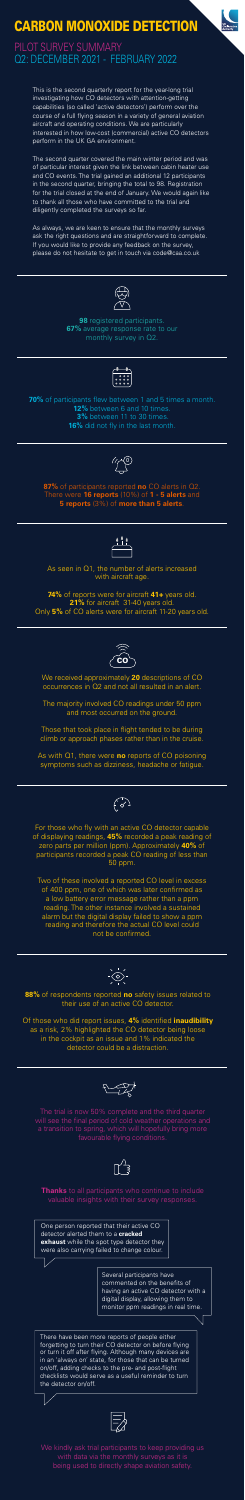# CARBON MONOXIDE DETECTION

## PILOT SURVEY SUMMARY
## Q2: DECEMBER 2021 - FEBRUARY 2022

This is the second quarterly report for the year-long trial investigating how CO detectors with attention-getting capabilities (so called 'active detectors') perform over the course of a full flying season in a variety of general aviation aircraft and operating conditions. We are particularly interested in how low-cost (commercial) active CO detectors perform in the UK GA environment.

The second quarter covered the main winter period and was of particular interest given the link between cabin heater use and CO events. The trial gained an additional 12 participants in the second quarter, bringing the total to 98. Registration for the trial closed at the end of January. We would again like to thank all those who have committed to the trial and diligently completed the surveys so far.

As always, we are keen to ensure that the monthly surveys ask the right questions and are straightforward to complete. If you would like to provide any feedback on the survey, please do not hesitate to get in touch via code@caa.co.uk

**98** registered participants.
**67%** average response rate to our monthly survey in Q2.

**70%** of participants flew between 1 and 5 times a month.
**12%** between 6 and 10 times.
**3%** between 11 to 30 times.
**16%** did not fly in the last month.

**87%** of participants reported **no** CO alerts in Q2. There were **16 reports** (10%) of **1 - 5 alerts** and **5 reports** (3%) of **more than 5 alerts**.

As seen in Q1, the number of alerts increased with aircraft age.

**74%** of reports were for aircraft **41+** years old.
**21%** for aircraft 31-40 years old.
Only **5%** of CO alerts were for aircraft 11-20 years old.

We received approximately **20** descriptions of CO occurrences in Q2 and not all resulted in an alert.

The majority involved CO readings under 50 ppm and most occurred on the ground.

Those that took place in flight tended to be during climb or approach phases rather than in the cruise.

As with Q1, there were **no** reports of CO poisoning symptoms such as dizziness, headache or fatigue.

For those who fly with an active CO detector capable of displaying readings, **45%** recorded a peak reading of zero parts per million (ppm). Approximately **40%** of participants recorded a peak CO reading of less than 50 ppm.

Two of these involved a reported CO level in excess of 400 ppm, one of which was later confirmed as a low battery error message rather than a ppm reading. The other instance involved a sustained alarm but the digital display failed to show a ppm reading and therefore the actual CO level could not be confirmed.

**88%** of respondents reported **no** safety issues related to their use of an active CO detector.

Of those who did report issues, **4%** identified **inaudibility** as a risk, 2% highlighted the CO detector being loose in the cockpit as an issue and 1% indicated the detector could be a distraction.

The trial is now 50% complete and the third quarter will see the final period of cold weather operations and a transition to spring, which will hopefully bring more favourable flying conditions.

**Thanks** to all participants who continue to include valuable insights with their survey responses.

One person reported that their active CO detector alerted them to a **cracked exhaust** while the spot type detector they were also carrying failed to change colour.

Several participants have commented on the benefits of having an active CO detector with a digital display, allowing them to monitor ppm readings in real time.

There have been more reports of people either forgetting to turn their CO detector on before flying or turn it off after flying. Although many devices are in an 'always on' state, for those that can be turned on/off, adding checks to the pre- and post-flight checklists would serve as a useful reminder to turn the detector on/off.

We kindly ask trial participants to keep providing us with data via the monthly surveys as it is being used to directly shape aviation safety.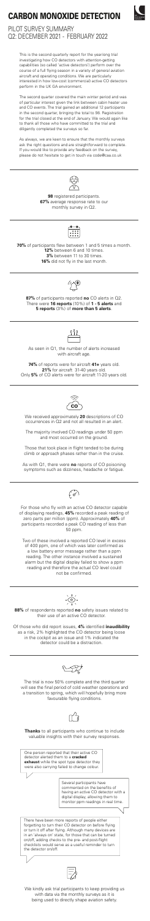# CARBON MONOXIDE DETECTION

## PILOT SURVEY SUMMARY
## Q2: DECEMBER 2021 - FEBRUARY 2022

This is the second quarterly report for the year-long trial investigating how CO detectors with attention-getting capabilities (so called 'active detectors') perform over the course of a full flying season in a variety of general aviation aircraft and operating conditions. We are particularly interested in how low-cost (commercial) active CO detectors perform in the UK GA environment.

The second quarter covered the main winter period and was of particular interest given the link between cabin heater use and CO events. The trial gained an additional 12 participants in the second quarter, bringing the total to 98. Registration for the trial closed at the end of January. We would again like to thank all those who have committed to the trial and diligently completed the surveys so far.

As always, we are keen to ensure that the monthly surveys ask the right questions and are straightforward to complete. If you would like to provide any feedback on the survey, please do not hesitate to get in touch via code@caa.co.uk

**98** registered participants.
**67%** average response rate to our monthly survey in Q2.

**70%** of participants flew between 1 and 5 times a month.
**12%** between 6 and 10 times.
**3%** between 11 to 30 times.
**16%** did not fly in the last month.

**87%** of participants reported **no** CO alerts in Q2.
There were **16 reports** (10%) of **1 - 5 alerts** and **5 reports** (3%) of **more than 5 alerts**.

As seen in Q1, the number of alerts increased with aircraft age.

**74%** of reports were for aircraft **41+** years old.
**21%** for aircraft 31-40 years old.
Only **5%** of CO alerts were for aircraft 11-20 years old.

We received approximately **20** descriptions of CO occurrences in Q2 and not all resulted in an alert.

The majority involved CO readings under 50 ppm and most occurred on the ground.

Those that took place in flight tended to be during climb or approach phases rather than in the cruise.

As with Q1, there were **no** reports of CO poisoning symptoms such as dizziness, headache or fatigue.

For those who fly with an active CO detector capable of displaying readings, **45%** recorded a peak reading of zero parts per million (ppm). Approximately **40%** of participants recorded a peak CO reading of less than 50 ppm.

Two of those involved a reported CO level in excess of 400 ppm, one of which was later confirmed as a low battery error message rather than a ppm reading. The other instance involved a sustained alarm but the digital display failed to show a ppm reading and therefore the actual CO level could not be confirmed.

**88%** of respondents reported **no** safety issues related to their use of an active CO detector.

Of those who did report issues, **4%** identified **inaudibility** as a risk, 2% highlighted the CO detector being loose in the cockpit as an issue and 1% indicated the detector could be a distraction.

The trial is now 50% complete and the third quarter will see the final period of cold weather operations and a transition to spring, which will hopefully bring more favourable flying conditions.

**Thanks** to all participants who continue to include valuable insights with their survey responses.

One person reported that their active CO detector alerted them to a **cracked exhaust** while the spot type detector they were also carrying failed to change colour.

Several participants have commented on the benefits of having an active CO detector with a digital display, allowing them to monitor ppm readings in real time.

There have been more reports of people either forgetting to turn their CO detector on before flying or turn it off after flying. Although many devices are in an 'always on' state, for those that can be turned on/off, adding checks to the pre- and post-flight checklists would serve as a useful reminder to turn the detector on/off.

We kindly ask trial participants to keep providing us with data via the monthly surveys as it is being used to directly shape aviation safety.